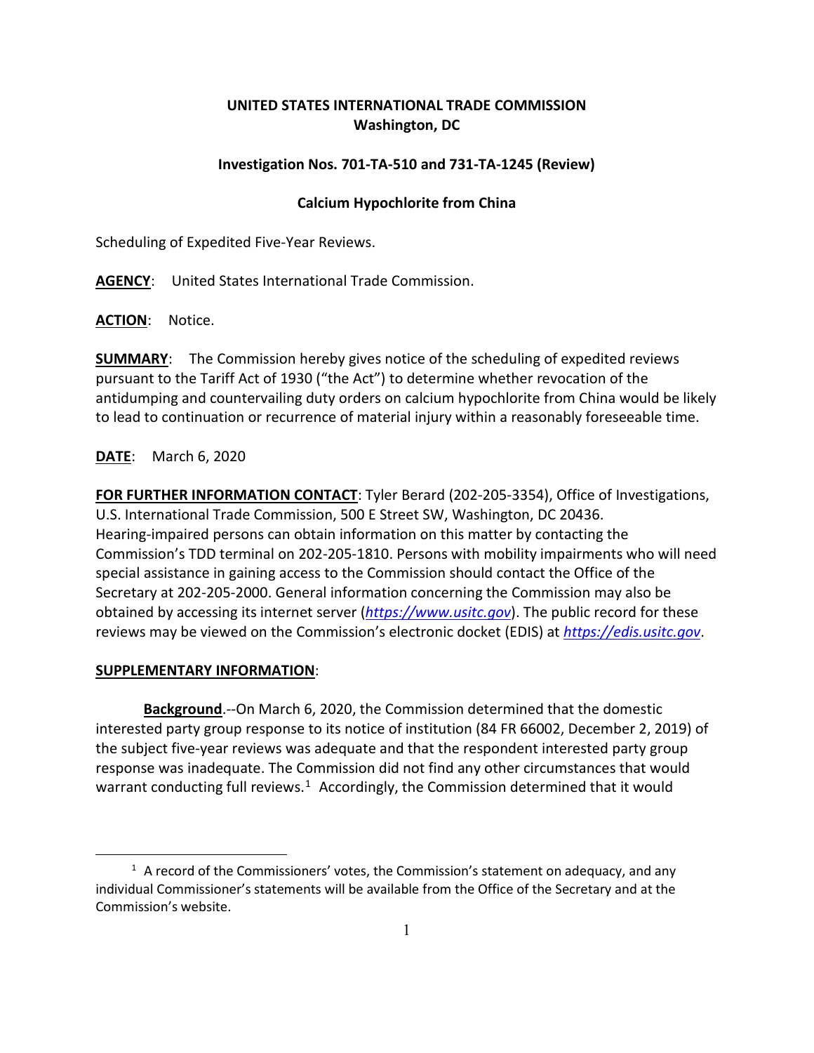**UNITED STATES INTERNATIONAL TRADE COMMISSION**
**Washington, DC**

**Investigation Nos. 701-TA-510 and 731-TA-1245 (Review)**

**Calcium Hypochlorite from China**

Scheduling of Expedited Five-Year Reviews.

**AGENCY**: United States International Trade Commission.

**ACTION**: Notice.

**SUMMARY**: The Commission hereby gives notice of the scheduling of expedited reviews pursuant to the Tariff Act of 1930 ("the Act") to determine whether revocation of the antidumping and countervailing duty orders on calcium hypochlorite from China would be likely to lead to continuation or recurrence of material injury within a reasonably foreseeable time.

**DATE**: March 6, 2020

**FOR FURTHER INFORMATION CONTACT**: Tyler Berard (202-205-3354), Office of Investigations, U.S. International Trade Commission, 500 E Street SW, Washington, DC 20436. Hearing-impaired persons can obtain information on this matter by contacting the Commission's TDD terminal on 202-205-1810. Persons with mobility impairments who will need special assistance in gaining access to the Commission should contact the Office of the Secretary at 202-205-2000. General information concerning the Commission may also be obtained by accessing its internet server (*https://www.usitc.gov*). The public record for these reviews may be viewed on the Commission's electronic docket (EDIS) at *https://edis.usitc.gov*.

**SUPPLEMENTARY INFORMATION**:

**Background**.--On March 6, 2020, the Commission determined that the domestic interested party group response to its notice of institution (84 FR 66002, December 2, 2019) of the subject five-year reviews was adequate and that the respondent interested party group response was inadequate. The Commission did not find any other circumstances that would warrant conducting full reviews.[1] Accordingly, the Commission determined that it would

[1] A record of the Commissioners' votes, the Commission's statement on adequacy, and any individual Commissioner's statements will be available from the Office of the Secretary and at the Commission's website.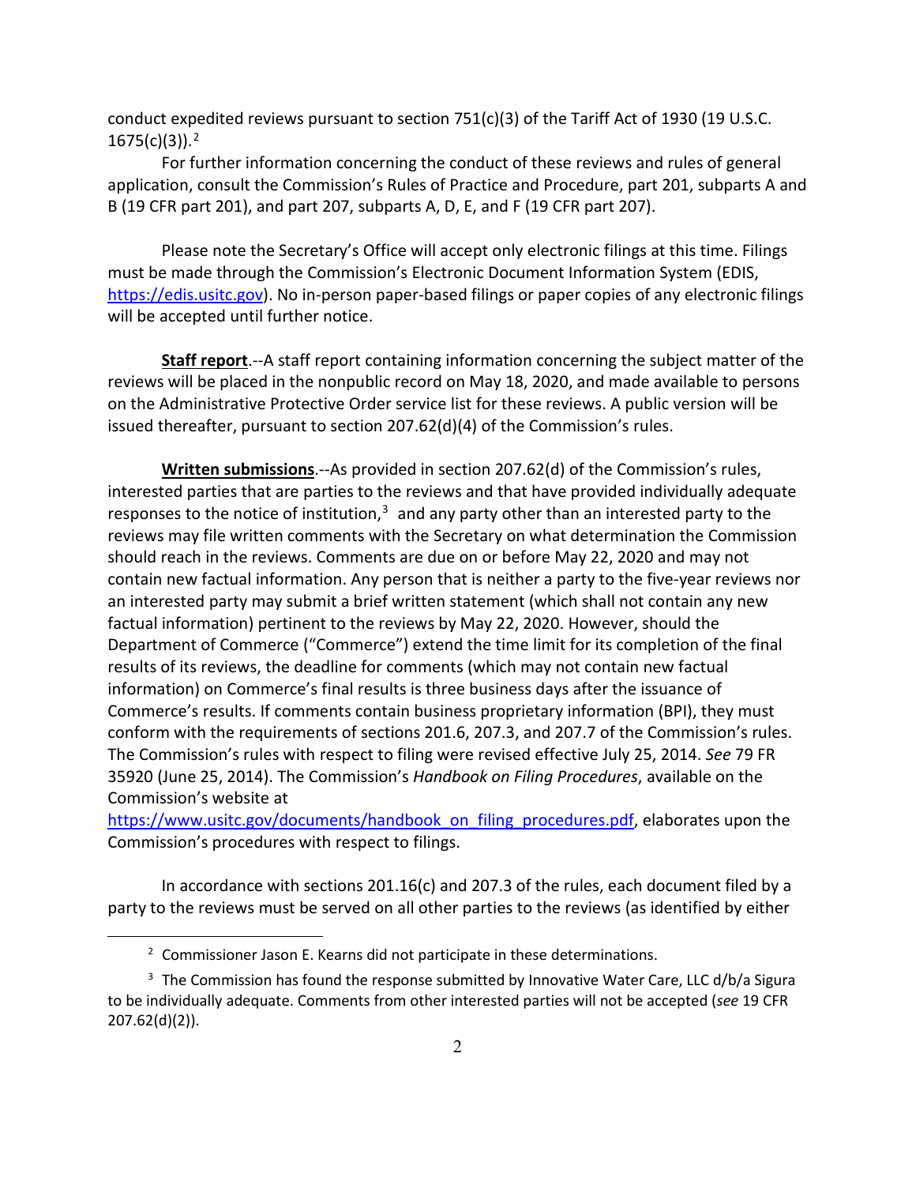conduct expedited reviews pursuant to section 751(c)(3) of the Tariff Act of 1930 (19 U.S.C. 1675(c)(3)).[2]

For further information concerning the conduct of these reviews and rules of general application, consult the Commission's Rules of Practice and Procedure, part 201, subparts A and B (19 CFR part 201), and part 207, subparts A, D, E, and F (19 CFR part 207).

Please note the Secretary's Office will accept only electronic filings at this time. Filings must be made through the Commission's Electronic Document Information System (EDIS, https://edis.usitc.gov). No in-person paper-based filings or paper copies of any electronic filings will be accepted until further notice.

**Staff report**.--A staff report containing information concerning the subject matter of the reviews will be placed in the nonpublic record on May 18, 2020, and made available to persons on the Administrative Protective Order service list for these reviews. A public version will be issued thereafter, pursuant to section 207.62(d)(4) of the Commission's rules.

**Written submissions**.--As provided in section 207.62(d) of the Commission's rules, interested parties that are parties to the reviews and that have provided individually adequate responses to the notice of institution,[3] and any party other than an interested party to the reviews may file written comments with the Secretary on what determination the Commission should reach in the reviews. Comments are due on or before May 22, 2020 and may not contain new factual information. Any person that is neither a party to the five-year reviews nor an interested party may submit a brief written statement (which shall not contain any new factual information) pertinent to the reviews by May 22, 2020. However, should the Department of Commerce ("Commerce") extend the time limit for its completion of the final results of its reviews, the deadline for comments (which may not contain new factual information) on Commerce's final results is three business days after the issuance of Commerce's results. If comments contain business proprietary information (BPI), they must conform with the requirements of sections 201.6, 207.3, and 207.7 of the Commission's rules. The Commission's rules with respect to filing were revised effective July 25, 2014. *See* 79 FR 35920 (June 25, 2014). The Commission's *Handbook on Filing Procedures*, available on the Commission's website at https://www.usitc.gov/documents/handbook_on_filing_procedures.pdf, elaborates upon the Commission's procedures with respect to filings.

In accordance with sections 201.16(c) and 207.3 of the rules, each document filed by a party to the reviews must be served on all other parties to the reviews (as identified by either

---

[2] Commissioner Jason E. Kearns did not participate in these determinations.

[3] The Commission has found the response submitted by Innovative Water Care, LLC d/b/a Sigura to be individually adequate. Comments from other interested parties will not be accepted (*see* 19 CFR 207.62(d)(2)).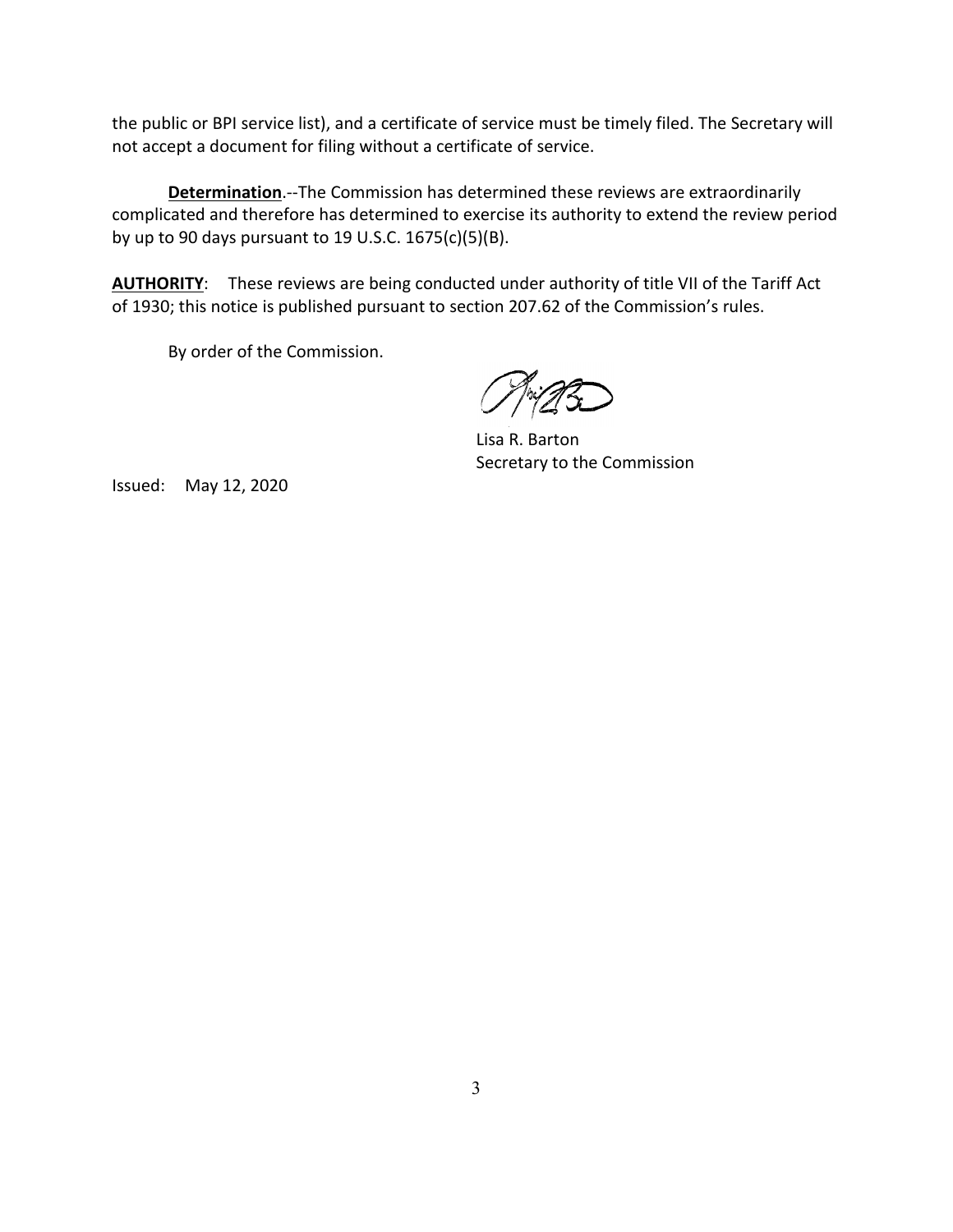the public or BPI service list), and a certificate of service must be timely filed. The Secretary will not accept a document for filing without a certificate of service.

**Determination**.--The Commission has determined these reviews are extraordinarily complicated and therefore has determined to exercise its authority to extend the review period by up to 90 days pursuant to 19 U.S.C. 1675(c)(5)(B).

**AUTHORITY**: These reviews are being conducted under authority of title VII of the Tariff Act of 1930; this notice is published pursuant to section 207.62 of the Commission's rules.

By order of the Commission.

Lisa R. Barton
Secretary to the Commission

Issued: May 12, 2020